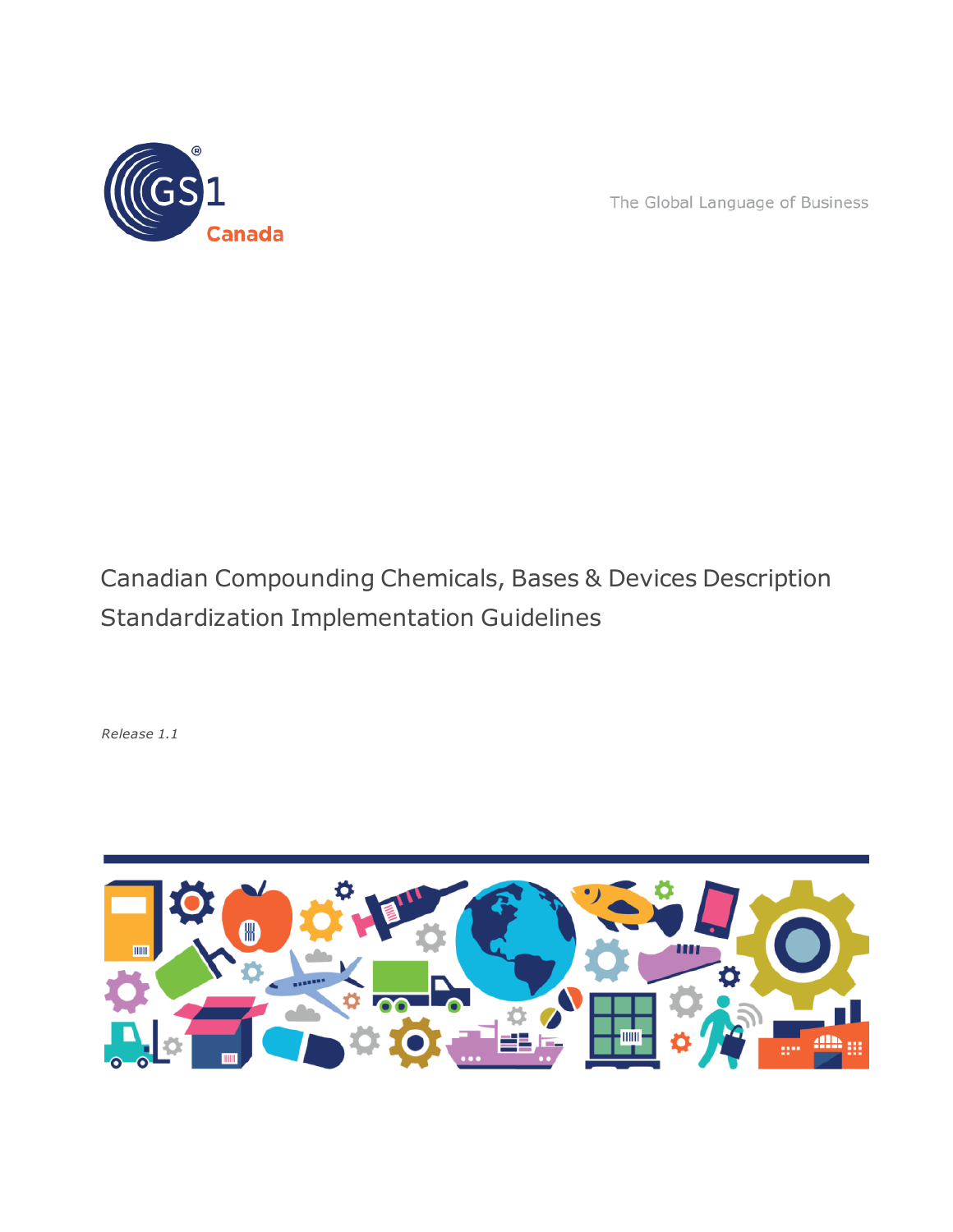GS1 Canada

The Global Language of Business

# Canadian Compounding Chemicals, Bases & Devices Description Standardization Implementation Guidelines

*Release 1.1*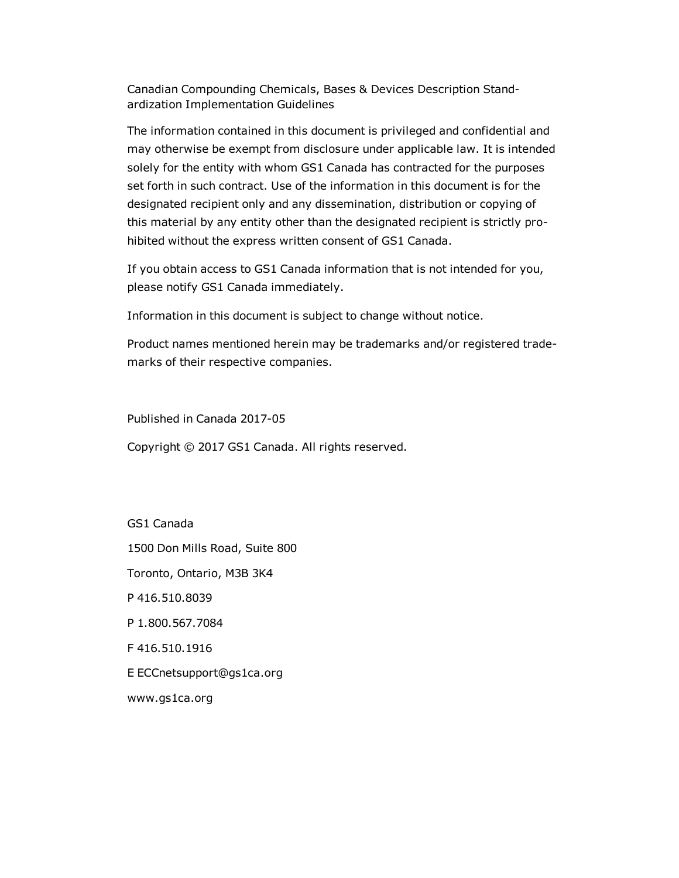Canadian Compounding Chemicals, Bases & Devices Description Standardization Implementation Guidelines

The information contained in this document is privileged and confidential and may otherwise be exempt from disclosure under applicable law. It is intended solely for the entity with whom GS1 Canada has contracted for the purposes set forth in such contract. Use of the information in this document is for the designated recipient only and any dissemination, distribution or copying of this material by any entity other than the designated recipient is strictly prohibited without the express written consent of GS1 Canada.

If you obtain access to GS1 Canada information that is not intended for you, please notify GS1 Canada immediately.

Information in this document is subject to change without notice.

Product names mentioned herein may be trademarks and/or registered trademarks of their respective companies.

Published in Canada 2017-05

Copyright © 2017 GS1 Canada. All rights reserved.

GS1 Canada

1500 Don Mills Road, Suite 800

Toronto, Ontario, M3B 3K4

P 416.510.8039

P 1.800.567.7084

F 416.510.1916

E ECCnetsupport@gs1ca.org

www.gs1ca.org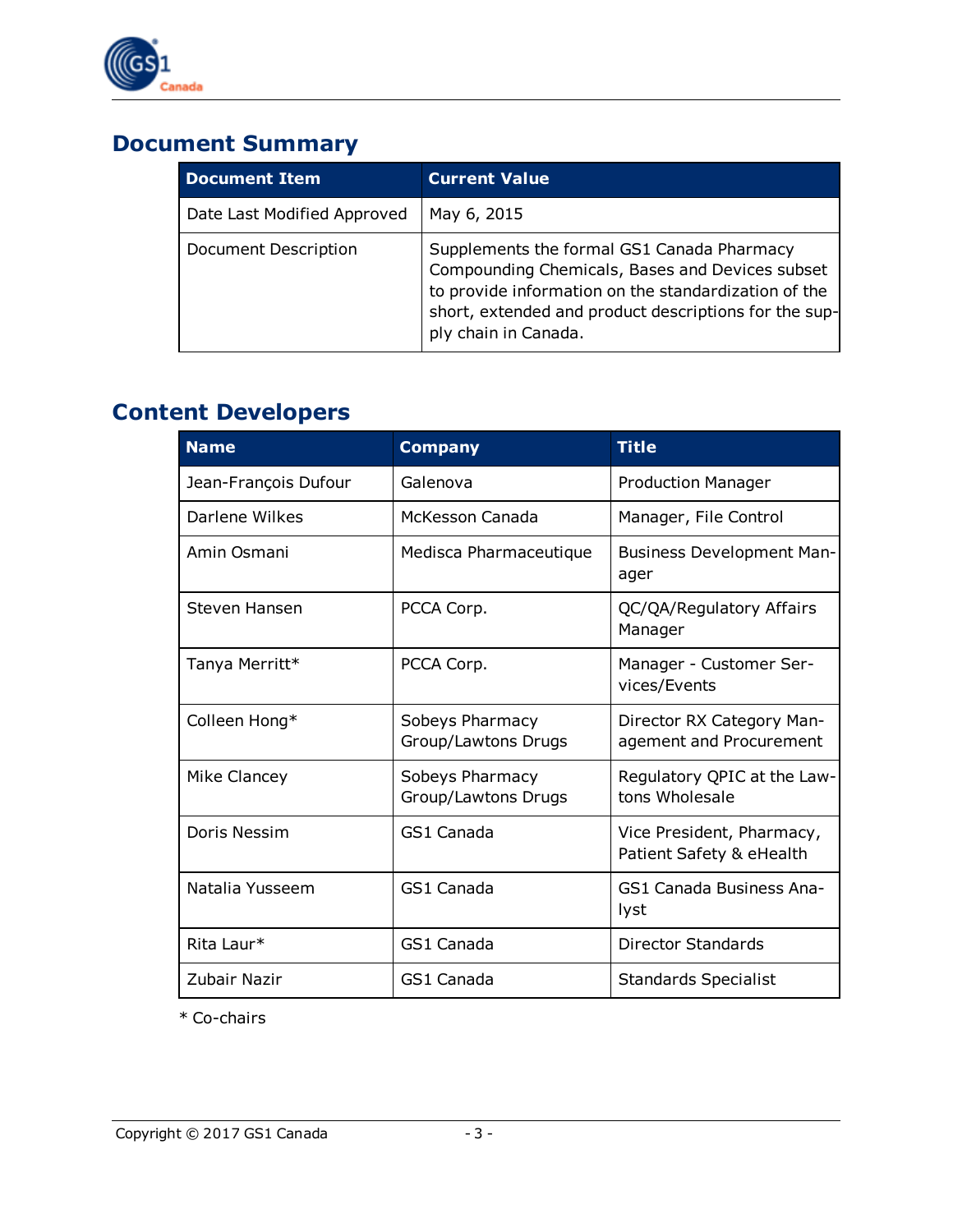## Document Summary

| Document Item | Current Value |
|---|---|
| Date Last Modified Approved | May 6, 2015 |
| Document Description | Supplements the formal GS1 Canada Pharmacy Compounding Chemicals, Bases and Devices subset to provide information on the standardization of the short, extended and product descriptions for the supply chain in Canada. |

## Content Developers

| Name | Company | Title |
|---|---|---|
| Jean-François Dufour | Galenova | Production Manager |
| Darlene Wilkes | McKesson Canada | Manager, File Control |
| Amin Osmani | Medisca Pharmaceutique | Business Development Manager |
| Steven Hansen | PCCA Corp. | QC/QA/Regulatory Affairs Manager |
| Tanya Merritt* | PCCA Corp. | Manager - Customer Services/Events |
| Colleen Hong* | Sobeys Pharmacy Group/Lawtons Drugs | Director RX Category Management and Procurement |
| Mike Clancey | Sobeys Pharmacy Group/Lawtons Drugs | Regulatory QPIC at the Lawtons Wholesale |
| Doris Nessim | GS1 Canada | Vice President, Pharmacy, Patient Safety & eHealth |
| Natalia Yusseem | GS1 Canada | GS1 Canada Business Analyst |
| Rita Laur* | GS1 Canada | Director Standards |
| Zubair Nazir | GS1 Canada | Standards Specialist |

* Co-chairs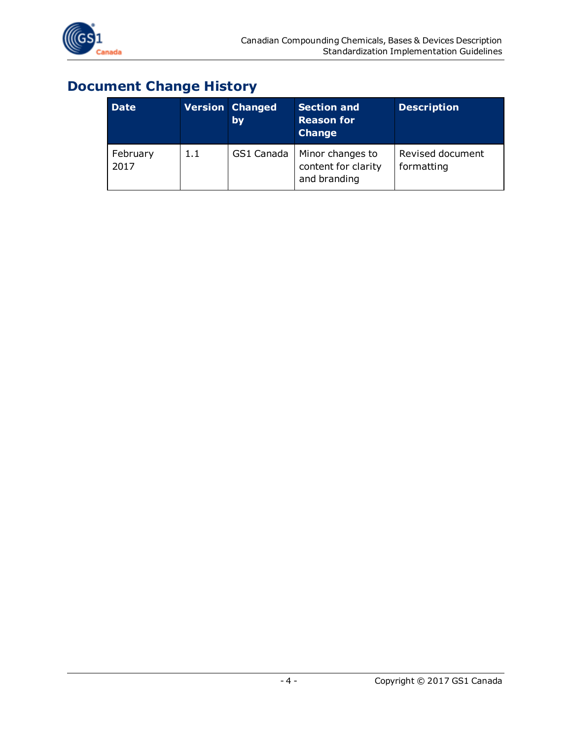# Document Change History

| Date | Version | Changed by | Section and Reason for Change | Description |
|---|---|---|---|---|
| February 2017 | 1.1 | GS1 Canada | Minor changes to content for clarity and branding | Revised document formatting |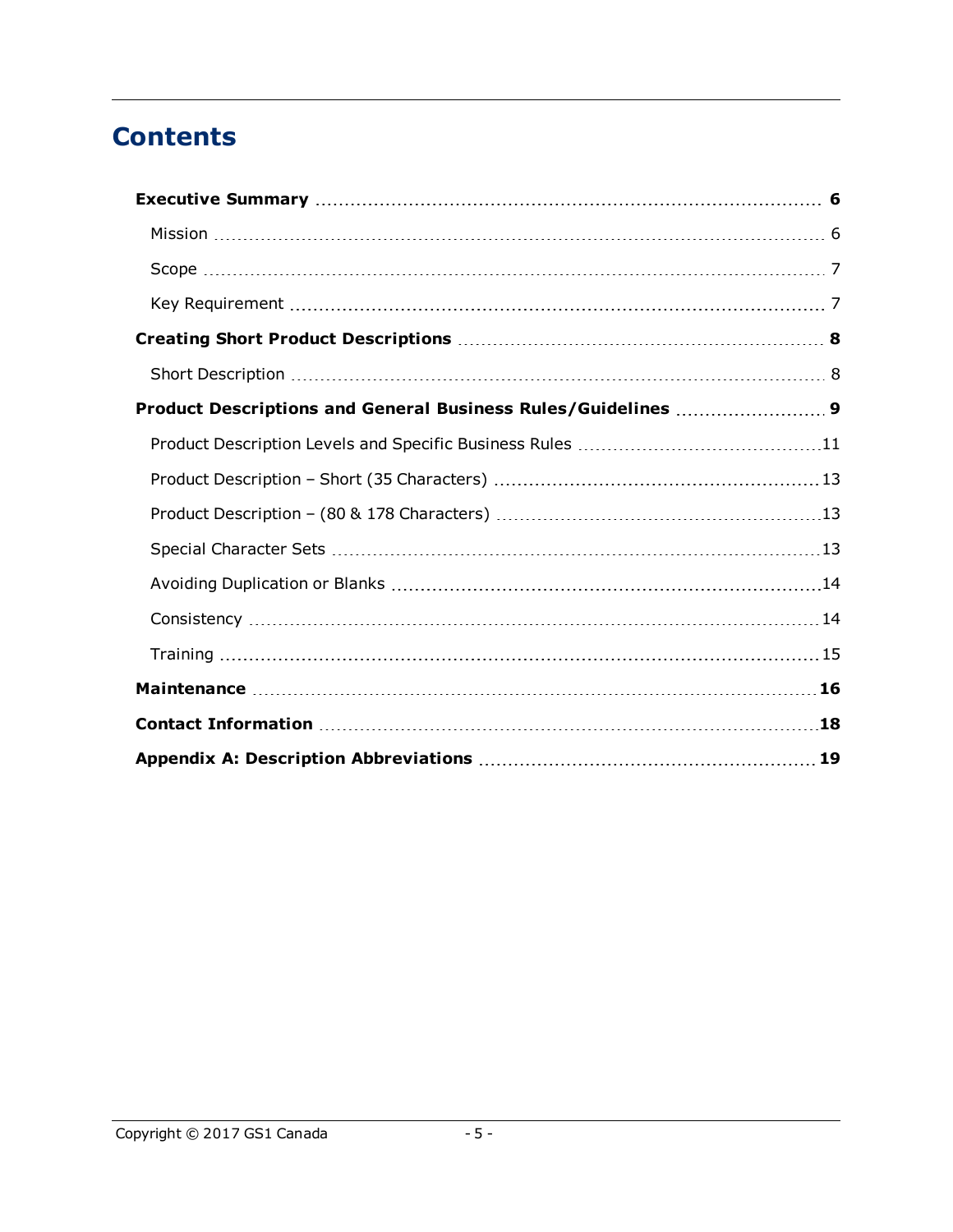# Contents

**Executive Summary** ........ **6**

- Mission ........ 6
- Scope ........ 7
- Key Requirement ........ 7

**Creating Short Product Descriptions** ........ **8**

- Short Description ........ 8

**Product Descriptions and General Business Rules/Guidelines** ........ **9**

- Product Description Levels and Specific Business Rules ........ 11
- Product Description – Short (35 Characters) ........ 13
- Product Description – (80 & 178 Characters) ........ 13
- Special Character Sets ........ 13
- Avoiding Duplication or Blanks ........ 14
- Consistency ........ 14
- Training ........ 15

**Maintenance** ........ **16**

**Contact Information** ........ **18**

**Appendix A: Description Abbreviations** ........ **19**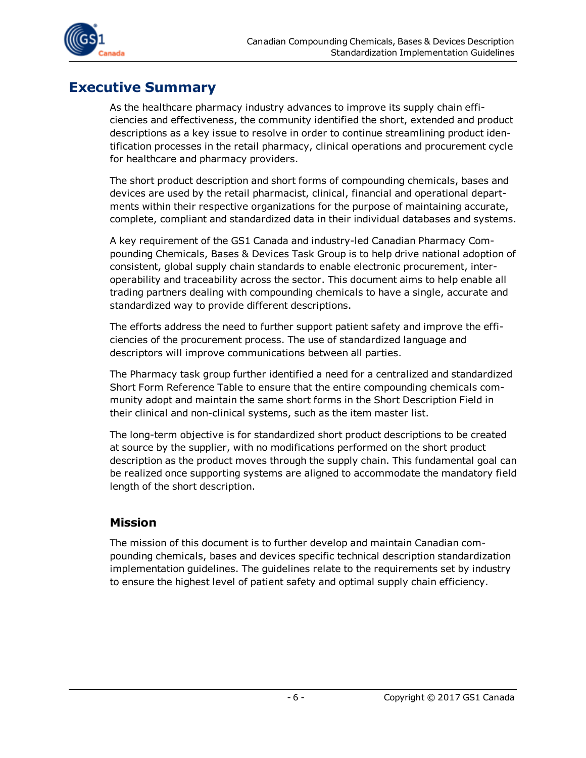# Executive Summary

As the healthcare pharmacy industry advances to improve its supply chain efficiencies and effectiveness, the community identified the short, extended and product descriptions as a key issue to resolve in order to continue streamlining product identification processes in the retail pharmacy, clinical operations and procurement cycle for healthcare and pharmacy providers.

The short product description and short forms of compounding chemicals, bases and devices are used by the retail pharmacist, clinical, financial and operational departments within their respective organizations for the purpose of maintaining accurate, complete, compliant and standardized data in their individual databases and systems.

A key requirement of the GS1 Canada and industry-led Canadian Pharmacy Compounding Chemicals, Bases & Devices Task Group is to help drive national adoption of consistent, global supply chain standards to enable electronic procurement, interoperability and traceability across the sector. This document aims to help enable all trading partners dealing with compounding chemicals to have a single, accurate and standardized way to provide different descriptions.

The efforts address the need to further support patient safety and improve the efficiencies of the procurement process. The use of standardized language and descriptors will improve communications between all parties.

The Pharmacy task group further identified a need for a centralized and standardized Short Form Reference Table to ensure that the entire compounding chemicals community adopt and maintain the same short forms in the Short Description Field in their clinical and non-clinical systems, such as the item master list.

The long-term objective is for standardized short product descriptions to be created at source by the supplier, with no modifications performed on the short product description as the product moves through the supply chain. This fundamental goal can be realized once supporting systems are aligned to accommodate the mandatory field length of the short description.

## Mission

The mission of this document is to further develop and maintain Canadian compounding chemicals, bases and devices specific technical description standardization implementation guidelines. The guidelines relate to the requirements set by industry to ensure the highest level of patient safety and optimal supply chain efficiency.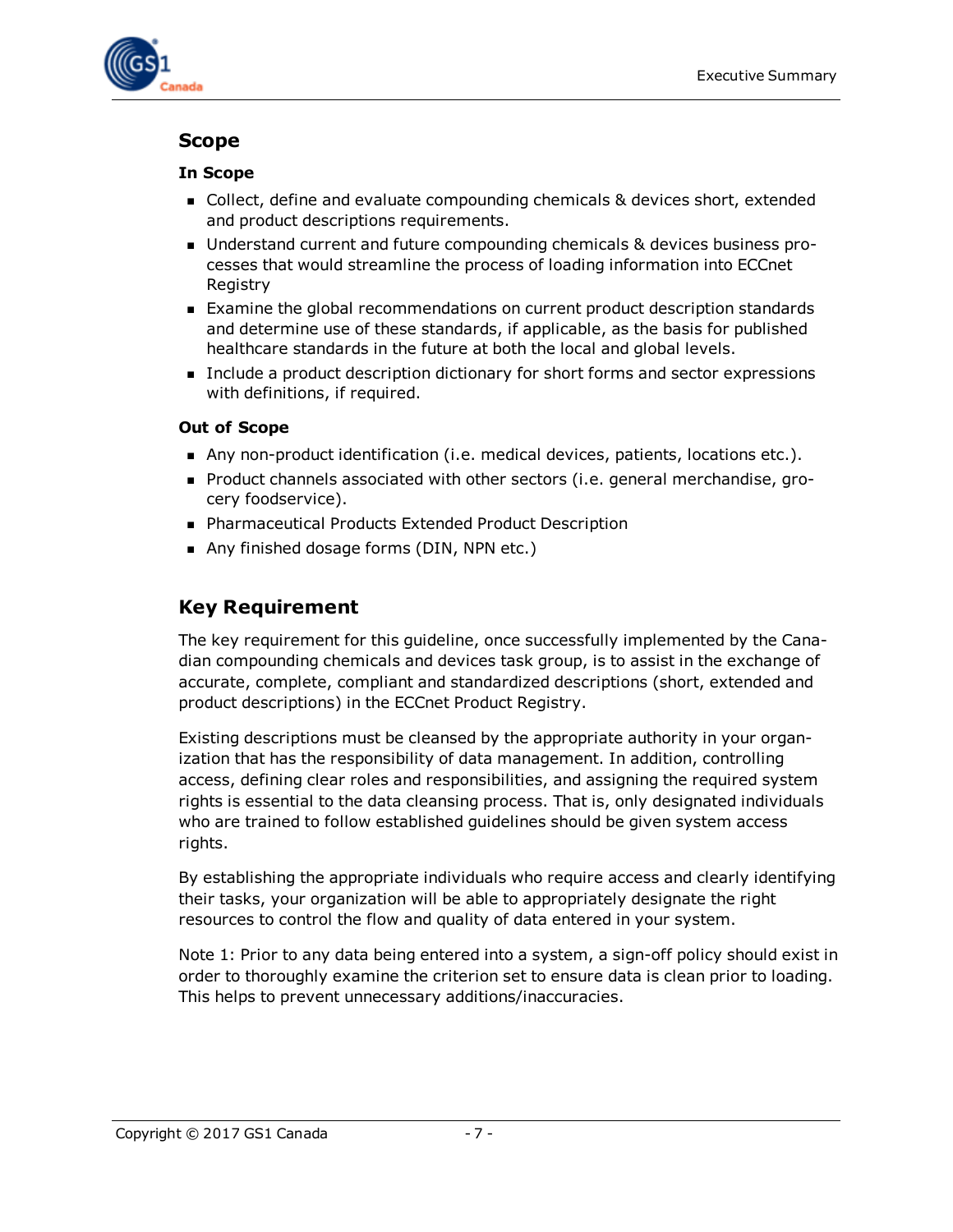## Scope

### In Scope

- Collect, define and evaluate compounding chemicals & devices short, extended and product descriptions requirements.
- Understand current and future compounding chemicals & devices business processes that would streamline the process of loading information into ECCnet Registry
- Examine the global recommendations on current product description standards and determine use of these standards, if applicable, as the basis for published healthcare standards in the future at both the local and global levels.
- Include a product description dictionary for short forms and sector expressions with definitions, if required.

### Out of Scope

- Any non-product identification (i.e. medical devices, patients, locations etc.).
- Product channels associated with other sectors (i.e. general merchandise, grocery foodservice).
- Pharmaceutical Products Extended Product Description
- Any finished dosage forms (DIN, NPN etc.)

## Key Requirement

The key requirement for this guideline, once successfully implemented by the Canadian compounding chemicals and devices task group, is to assist in the exchange of accurate, complete, compliant and standardized descriptions (short, extended and product descriptions) in the ECCnet Product Registry.

Existing descriptions must be cleansed by the appropriate authority in your organization that has the responsibility of data management. In addition, controlling access, defining clear roles and responsibilities, and assigning the required system rights is essential to the data cleansing process. That is, only designated individuals who are trained to follow established guidelines should be given system access rights.

By establishing the appropriate individuals who require access and clearly identifying their tasks, your organization will be able to appropriately designate the right resources to control the flow and quality of data entered in your system.

Note 1: Prior to any data being entered into a system, a sign-off policy should exist in order to thoroughly examine the criterion set to ensure data is clean prior to loading. This helps to prevent unnecessary additions/inaccuracies.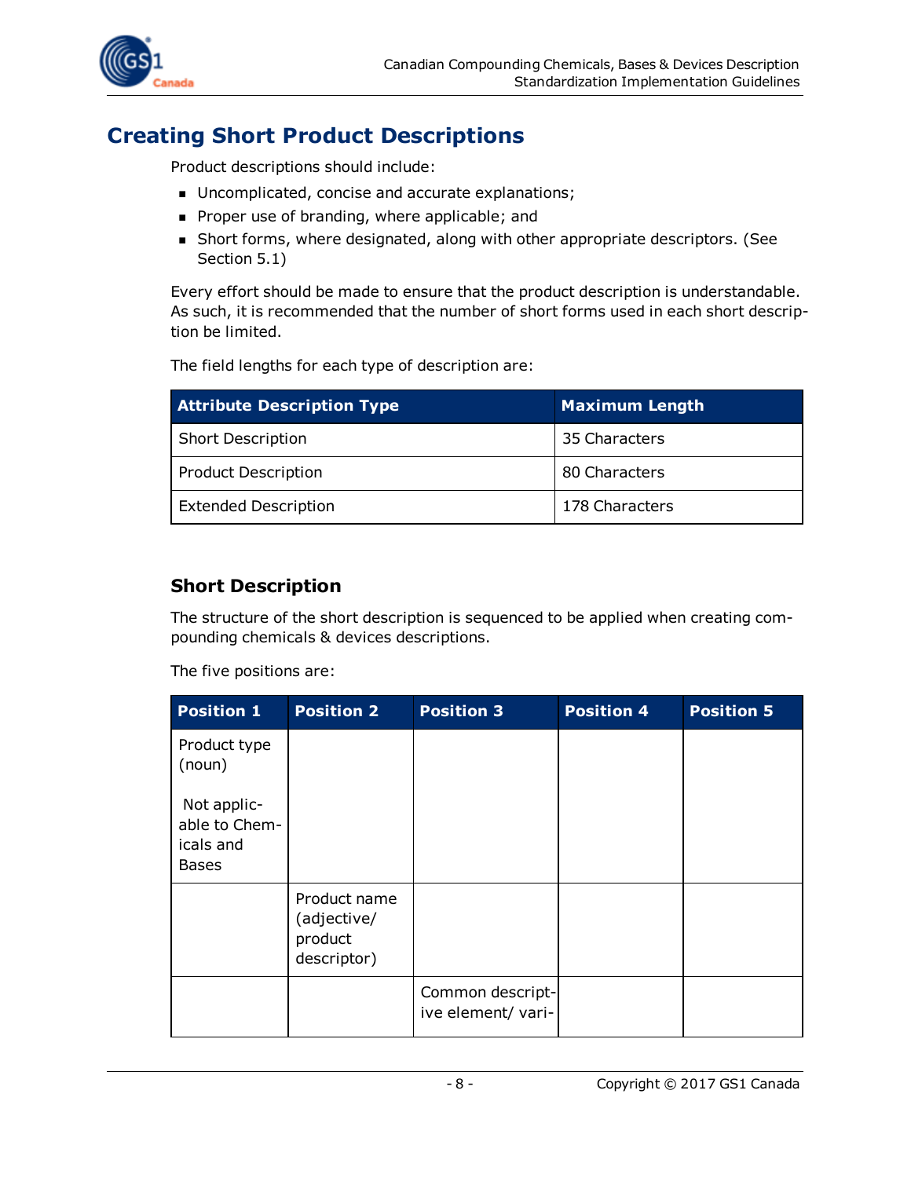## Creating Short Product Descriptions

Product descriptions should include:

- Uncomplicated, concise and accurate explanations;
- Proper use of branding, where applicable; and
- Short forms, where designated, along with other appropriate descriptors. (See Section 5.1)

Every effort should be made to ensure that the product description is understandable. As such, it is recommended that the number of short forms used in each short description be limited.

The field lengths for each type of description are:

| Attribute Description Type | Maximum Length |
| --- | --- |
| Short Description | 35 Characters |
| Product Description | 80 Characters |
| Extended Description | 178 Characters |

### Short Description

The structure of the short description is sequenced to be applied when creating compounding chemicals & devices descriptions.

The five positions are:

| Position 1 | Position 2 | Position 3 | Position 4 | Position 5 |
| --- | --- | --- | --- | --- |
| Product type (noun)<br><br>Not applicable to Chemicals and Bases | | | | |
| | Product name (adjective/ product descriptor) | | | |
| | | Common descriptive element/ vari- | | |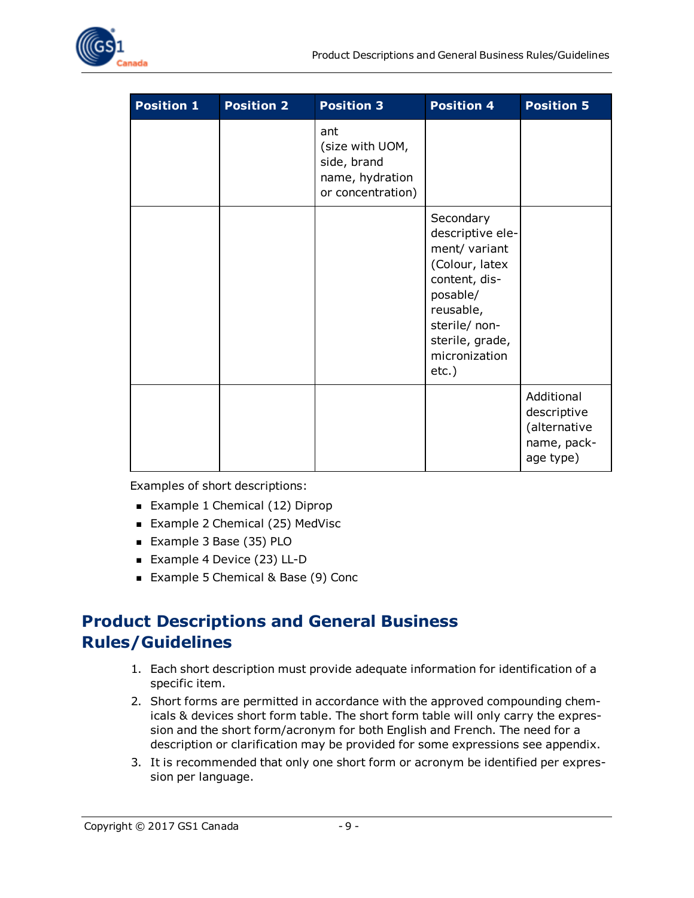| Position 1 | Position 2 | Position 3 | Position 4 | Position 5 |
|---|---|---|---|---|
| | | ant (size with UOM, side, brand name, hydration or concentration) | | |
| | | | Secondary descriptive element/ variant (Colour, latex content, disposable/ reusable, sterile/ non-sterile, grade, micronization etc.) | |
| | | | | Additional descriptive (alternative name, package type) |

Examples of short descriptions:

- Example 1 Chemical (12) Diprop
- Example 2 Chemical (25) MedVisc
- Example 3 Base (35) PLO
- Example 4 Device (23) LL-D
- Example 5 Chemical & Base (9) Conc

## Product Descriptions and General Business Rules/Guidelines

1. Each short description must provide adequate information for identification of a specific item.
2. Short forms are permitted in accordance with the approved compounding chemicals & devices short form table. The short form table will only carry the expression and the short form/acronym for both English and French. The need for a description or clarification may be provided for some expressions see appendix.
3. It is recommended that only one short form or acronym be identified per expression per language.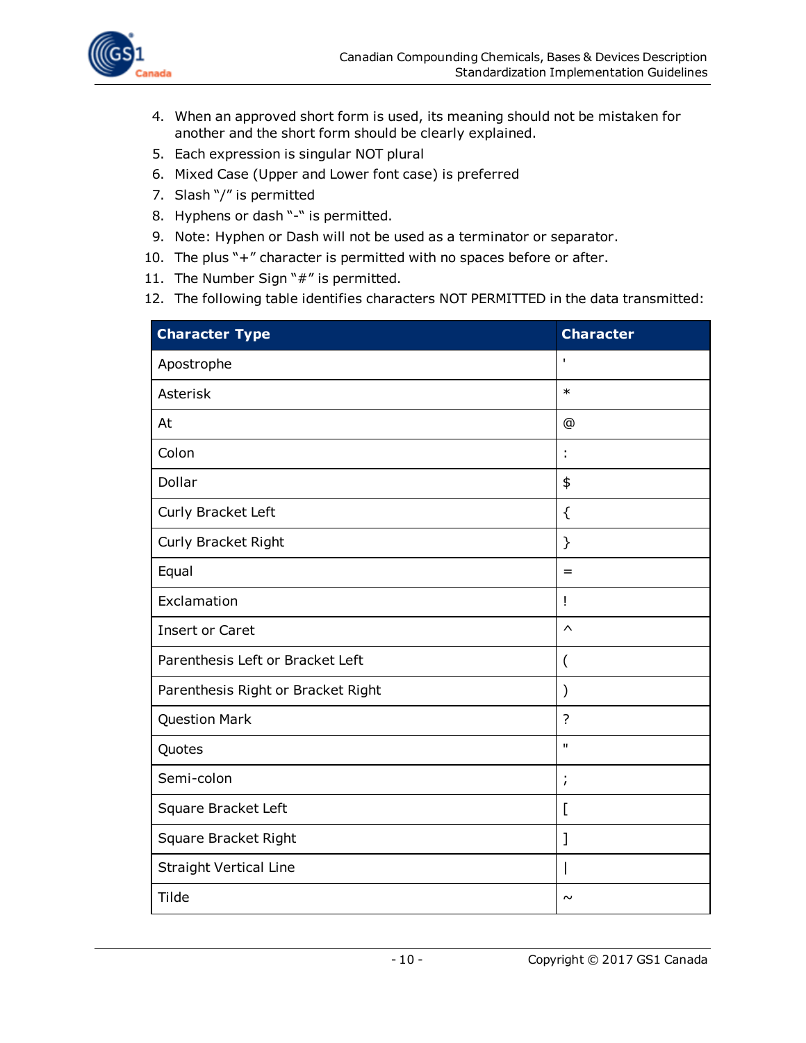4. When an approved short form is used, its meaning should not be mistaken for another and the short form should be clearly explained.
5. Each expression is singular NOT plural
6. Mixed Case (Upper and Lower font case) is preferred
7. Slash "/" is permitted
8. Hyphens or dash "-" is permitted.
9. Note: Hyphen or Dash will not be used as a terminator or separator.
10. The plus "+" character is permitted with no spaces before or after.
11. The Number Sign "#" is permitted.
12. The following table identifies characters NOT PERMITTED in the data transmitted:

| Character Type | Character |
|---|---|
| Apostrophe | ' |
| Asterisk | * |
| At | @ |
| Colon | : |
| Dollar | $ |
| Curly Bracket Left | { |
| Curly Bracket Right | } |
| Equal | = |
| Exclamation | ! |
| Insert or Caret | ^ |
| Parenthesis Left or Bracket Left | ( |
| Parenthesis Right or Bracket Right | ) |
| Question Mark | ? |
| Quotes | " |
| Semi-colon | ; |
| Square Bracket Left | [ |
| Square Bracket Right | ] |
| Straight Vertical Line | \| |
| Tilde | ~ |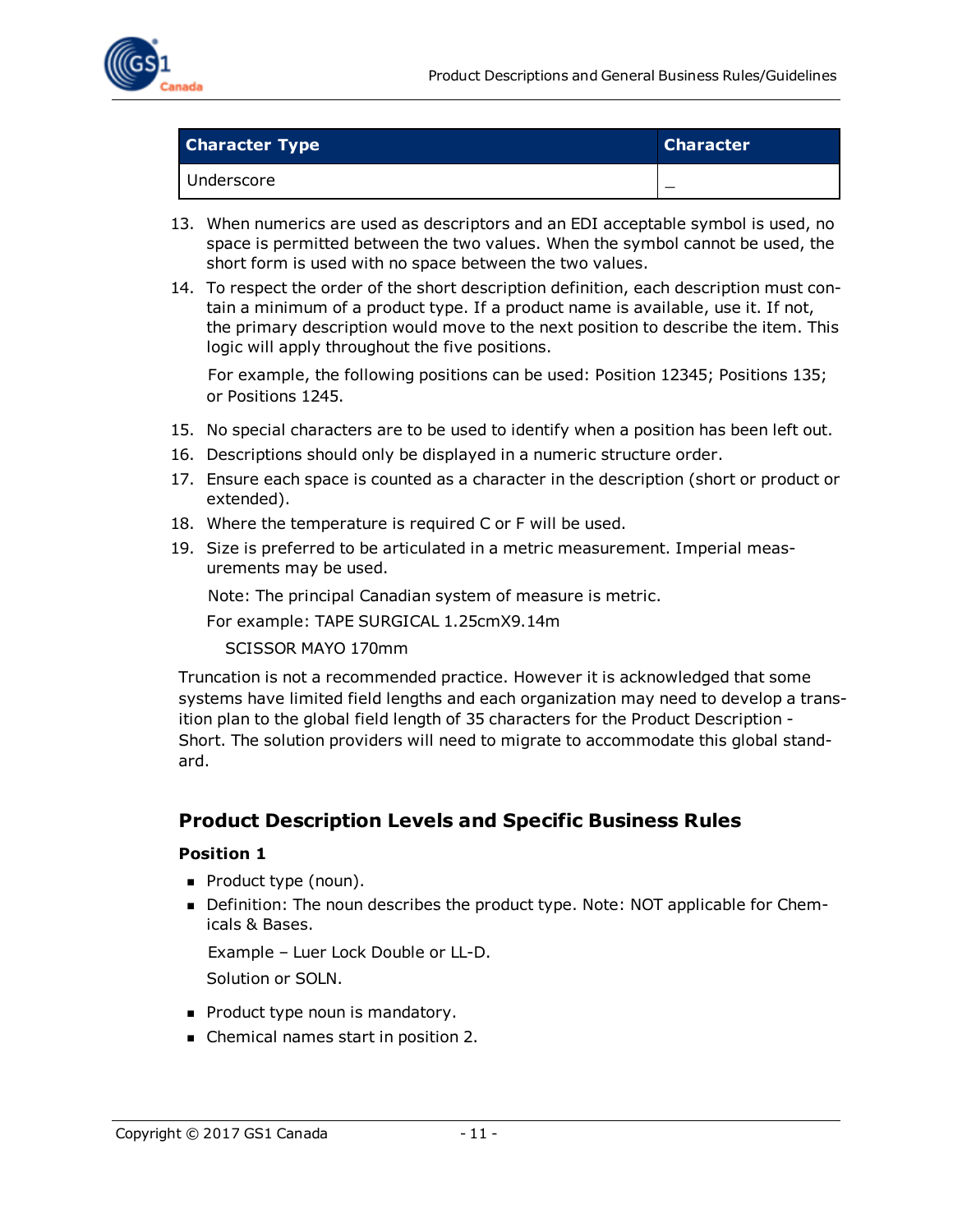| Character Type | Character |
|---|---|
| Underscore | _ |

13. When numerics are used as descriptors and an EDI acceptable symbol is used, no space is permitted between the two values. When the symbol cannot be used, the short form is used with no space between the two values.
14. To respect the order of the short description definition, each description must contain a minimum of a product type. If a product name is available, use it. If not, the primary description would move to the next position to describe the item. This logic will apply throughout the five positions.

    For example, the following positions can be used: Position 12345; Positions 135; or Positions 1245.

15. No special characters are to be used to identify when a position has been left out.
16. Descriptions should only be displayed in a numeric structure order.
17. Ensure each space is counted as a character in the description (short or product or extended).
18. Where the temperature is required C or F will be used.
19. Size is preferred to be articulated in a metric measurement. Imperial measurements may be used.

    Note: The principal Canadian system of measure is metric.

    For example: TAPE SURGICAL 1.25cmX9.14m

    SCISSOR MAYO 170mm

Truncation is not a recommended practice. However it is acknowledged that some systems have limited field lengths and each organization may need to develop a transition plan to the global field length of 35 characters for the Product Description - Short. The solution providers will need to migrate to accommodate this global standard.

## Product Description Levels and Specific Business Rules

### Position 1

- Product type (noun).
- Definition: The noun describes the product type. Note: NOT applicable for Chemicals & Bases.

  Example – Luer Lock Double or LL-D.

  Solution or SOLN.

- Product type noun is mandatory.
- Chemical names start in position 2.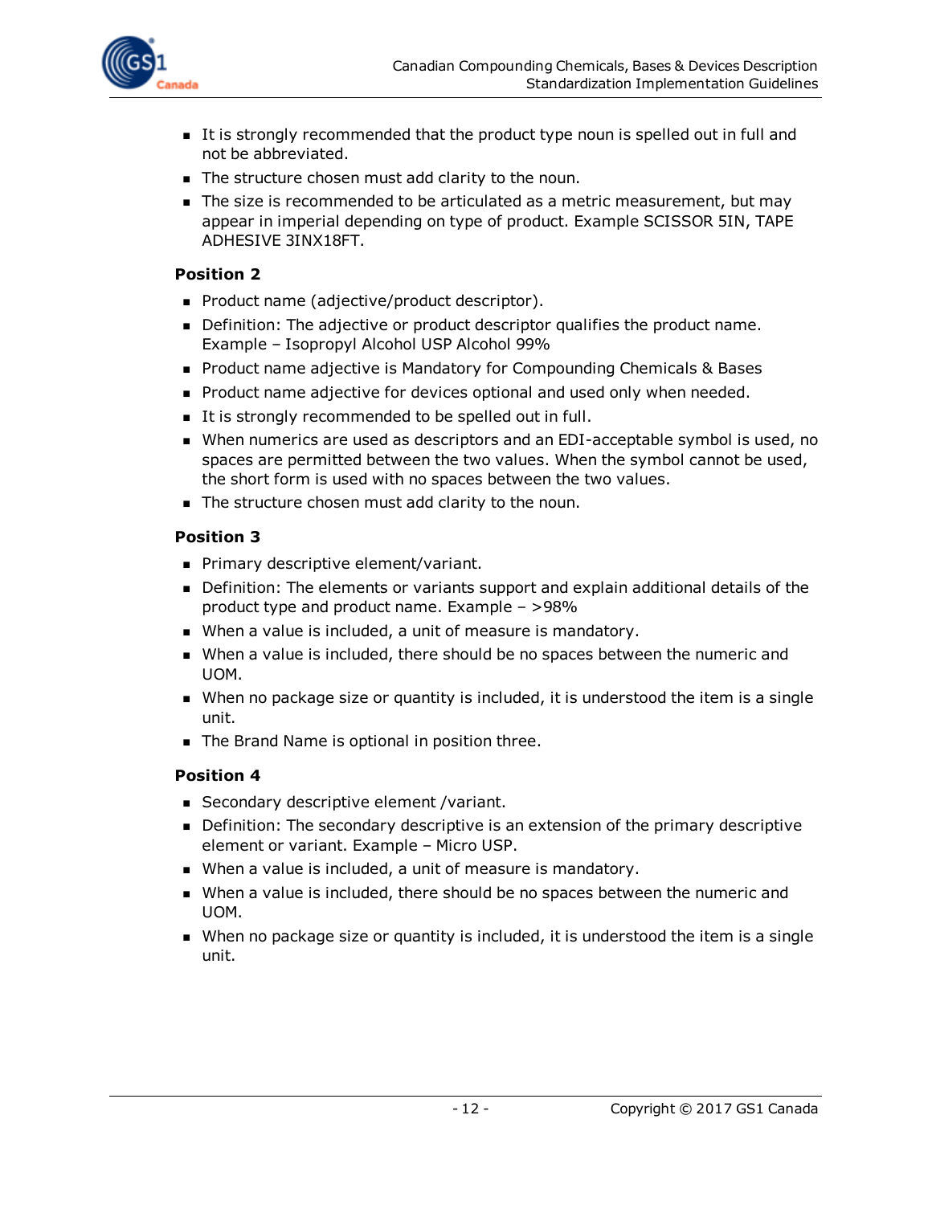- It is strongly recommended that the product type noun is spelled out in full and not be abbreviated.
- The structure chosen must add clarity to the noun.
- The size is recommended to be articulated as a metric measurement, but may appear in imperial depending on type of product. Example SCISSOR 5IN, TAPE ADHESIVE 3INX18FT.

**Position 2**

- Product name (adjective/product descriptor).
- Definition: The adjective or product descriptor qualifies the product name. Example – Isopropyl Alcohol USP Alcohol 99%
- Product name adjective is Mandatory for Compounding Chemicals & Bases
- Product name adjective for devices optional and used only when needed.
- It is strongly recommended to be spelled out in full.
- When numerics are used as descriptors and an EDI-acceptable symbol is used, no spaces are permitted between the two values. When the symbol cannot be used, the short form is used with no spaces between the two values.
- The structure chosen must add clarity to the noun.

**Position 3**

- Primary descriptive element/variant.
- Definition: The elements or variants support and explain additional details of the product type and product name. Example – >98%
- When a value is included, a unit of measure is mandatory.
- When a value is included, there should be no spaces between the numeric and UOM.
- When no package size or quantity is included, it is understood the item is a single unit.
- The Brand Name is optional in position three.

**Position 4**

- Secondary descriptive element /variant.
- Definition: The secondary descriptive is an extension of the primary descriptive element or variant. Example – Micro USP.
- When a value is included, a unit of measure is mandatory.
- When a value is included, there should be no spaces between the numeric and UOM.
- When no package size or quantity is included, it is understood the item is a single unit.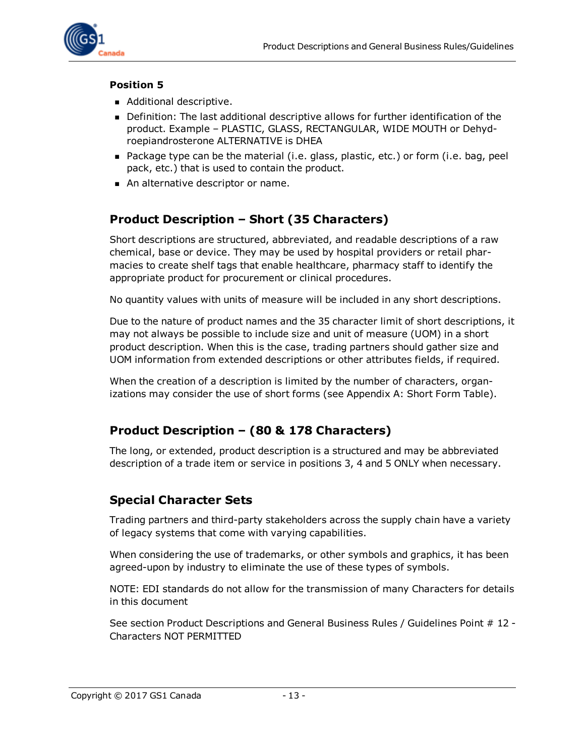**Position 5**

- Additional descriptive.
- Definition: The last additional descriptive allows for further identification of the product. Example – PLASTIC, GLASS, RECTANGULAR, WIDE MOUTH or Dehydroepiandrosterone ALTERNATIVE is DHEA
- Package type can be the material (i.e. glass, plastic, etc.) or form (i.e. bag, peel pack, etc.) that is used to contain the product.
- An alternative descriptor or name.

## Product Description – Short (35 Characters)

Short descriptions are structured, abbreviated, and readable descriptions of a raw chemical, base or device. They may be used by hospital providers or retail pharmacies to create shelf tags that enable healthcare, pharmacy staff to identify the appropriate product for procurement or clinical procedures.

No quantity values with units of measure will be included in any short descriptions.

Due to the nature of product names and the 35 character limit of short descriptions, it may not always be possible to include size and unit of measure (UOM) in a short product description. When this is the case, trading partners should gather size and UOM information from extended descriptions or other attributes fields, if required.

When the creation of a description is limited by the number of characters, organizations may consider the use of short forms (see Appendix A: Short Form Table).

## Product Description – (80 & 178 Characters)

The long, or extended, product description is a structured and may be abbreviated description of a trade item or service in positions 3, 4 and 5 ONLY when necessary.

## Special Character Sets

Trading partners and third-party stakeholders across the supply chain have a variety of legacy systems that come with varying capabilities.

When considering the use of trademarks, or other symbols and graphics, it has been agreed-upon by industry to eliminate the use of these types of symbols.

NOTE: EDI standards do not allow for the transmission of many Characters for details in this document

See section Product Descriptions and General Business Rules / Guidelines Point # 12 - Characters NOT PERMITTED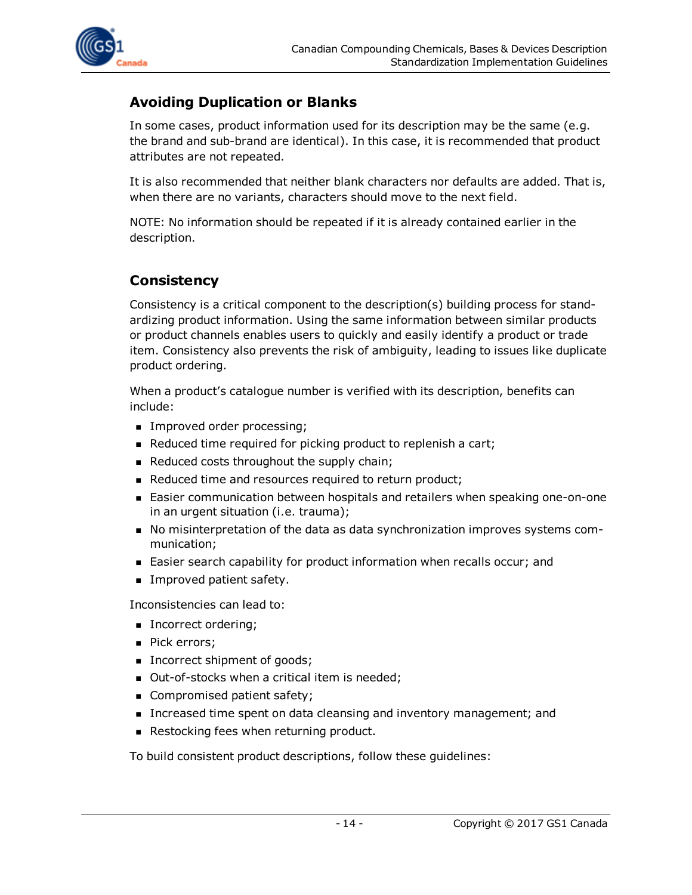## Avoiding Duplication or Blanks

In some cases, product information used for its description may be the same (e.g. the brand and sub-brand are identical). In this case, it is recommended that product attributes are not repeated.

It is also recommended that neither blank characters nor defaults are added. That is, when there are no variants, characters should move to the next field.

NOTE: No information should be repeated if it is already contained earlier in the description.

## Consistency

Consistency is a critical component to the description(s) building process for standardizing product information. Using the same information between similar products or product channels enables users to quickly and easily identify a product or trade item. Consistency also prevents the risk of ambiguity, leading to issues like duplicate product ordering.

When a product's catalogue number is verified with its description, benefits can include:

- Improved order processing;
- Reduced time required for picking product to replenish a cart;
- Reduced costs throughout the supply chain;
- Reduced time and resources required to return product;
- Easier communication between hospitals and retailers when speaking one-on-one in an urgent situation (i.e. trauma);
- No misinterpretation of the data as data synchronization improves systems communication;
- Easier search capability for product information when recalls occur; and
- Improved patient safety.

Inconsistencies can lead to:

- Incorrect ordering;
- Pick errors;
- Incorrect shipment of goods;
- Out-of-stocks when a critical item is needed;
- Compromised patient safety;
- Increased time spent on data cleansing and inventory management; and
- Restocking fees when returning product.

To build consistent product descriptions, follow these guidelines: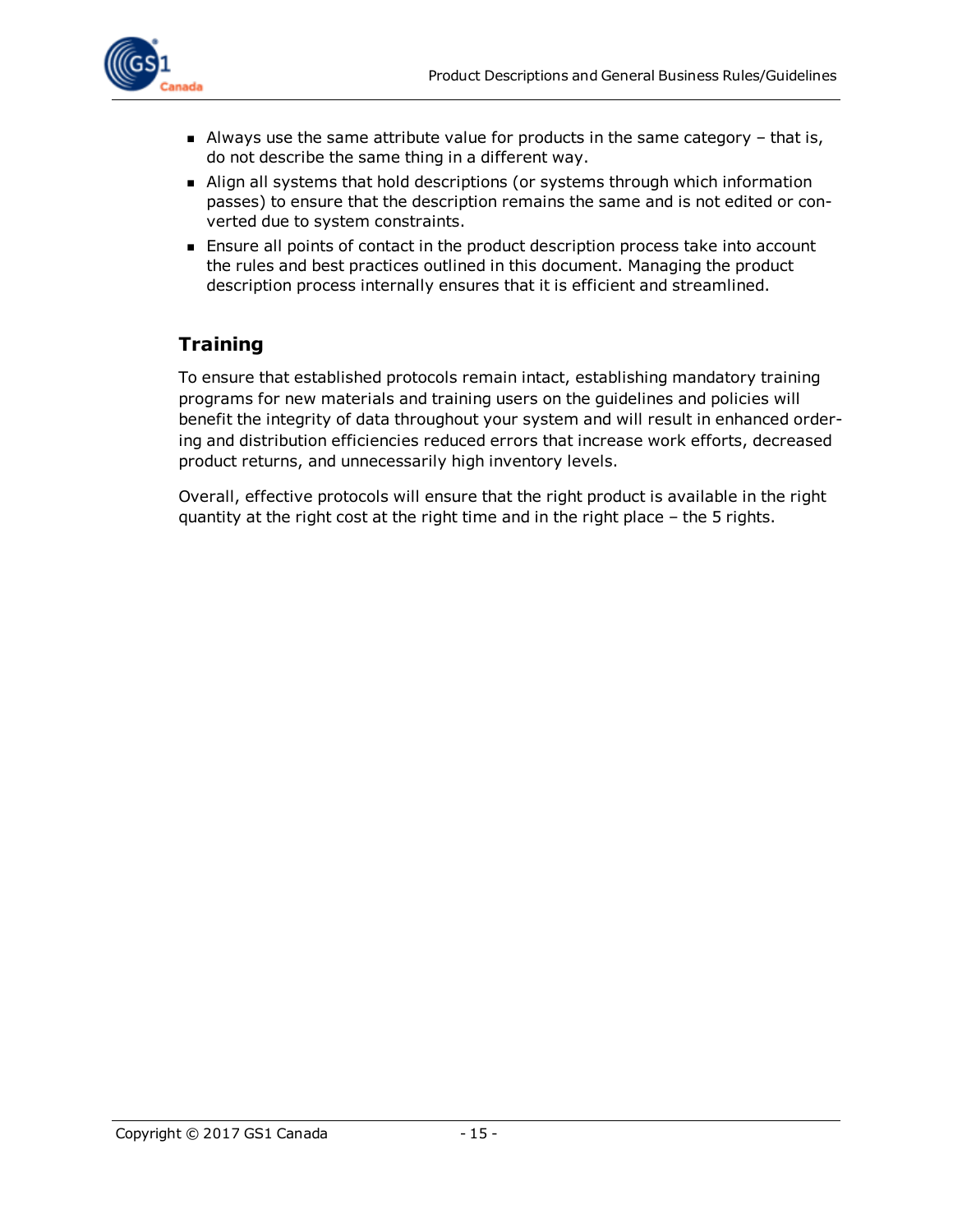- Always use the same attribute value for products in the same category – that is, do not describe the same thing in a different way.
- Align all systems that hold descriptions (or systems through which information passes) to ensure that the description remains the same and is not edited or converted due to system constraints.
- Ensure all points of contact in the product description process take into account the rules and best practices outlined in this document. Managing the product description process internally ensures that it is efficient and streamlined.

## Training

To ensure that established protocols remain intact, establishing mandatory training programs for new materials and training users on the guidelines and policies will benefit the integrity of data throughout your system and will result in enhanced ordering and distribution efficiencies reduced errors that increase work efforts, decreased product returns, and unnecessarily high inventory levels.

Overall, effective protocols will ensure that the right product is available in the right quantity at the right cost at the right time and in the right place – the 5 rights.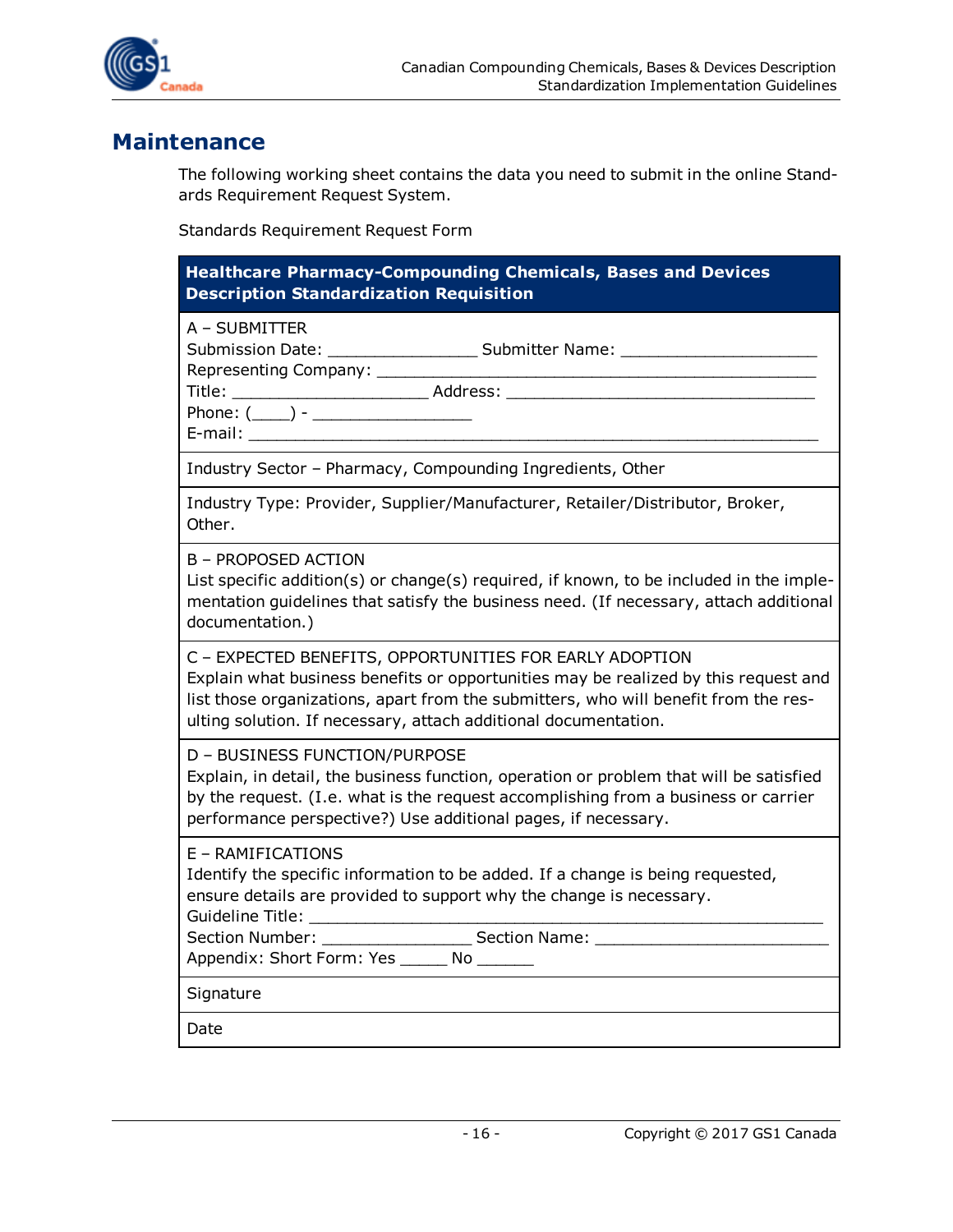## Maintenance

The following working sheet contains the data you need to submit in the online Standards Requirement Request System.

Standards Requirement Request Form

| **Healthcare Pharmacy-Compounding Chemicals, Bases and Devices Description Standardization Requisition** |
|---|
| A – SUBMITTER<br>Submission Date: ________________ Submitter Name: _____________________<br>Representing Company: _______________________________________________<br>Title: _____________________ Address: ________________________________<br>Phone: (____) - _________________<br>E-mail: ___________________________________________________________ |
| Industry Sector – Pharmacy, Compounding Ingredients, Other |
| Industry Type: Provider, Supplier/Manufacturer, Retailer/Distributor, Broker, Other. |
| B – PROPOSED ACTION<br>List specific addition(s) or change(s) required, if known, to be included in the implementation guidelines that satisfy the business need. (If necessary, attach additional documentation.) |
| C – EXPECTED BENEFITS, OPPORTUNITIES FOR EARLY ADOPTION<br>Explain what business benefits or opportunities may be realized by this request and list those organizations, apart from the submitters, who will benefit from the resulting solution. If necessary, attach additional documentation. |
| D – BUSINESS FUNCTION/PURPOSE<br>Explain, in detail, the business function, operation or problem that will be satisfied by the request. (I.e. what is the request accomplishing from a business or carrier performance perspective?) Use additional pages, if necessary. |
| E – RAMIFICATIONS<br>Identify the specific information to be added. If a change is being requested, ensure details are provided to support why the change is necessary.<br>Guideline Title: _______________________________________________________<br>Section Number: ________________ Section Name: _________________________<br>Appendix: Short Form: Yes _____ No ______ |
| Signature |
| Date |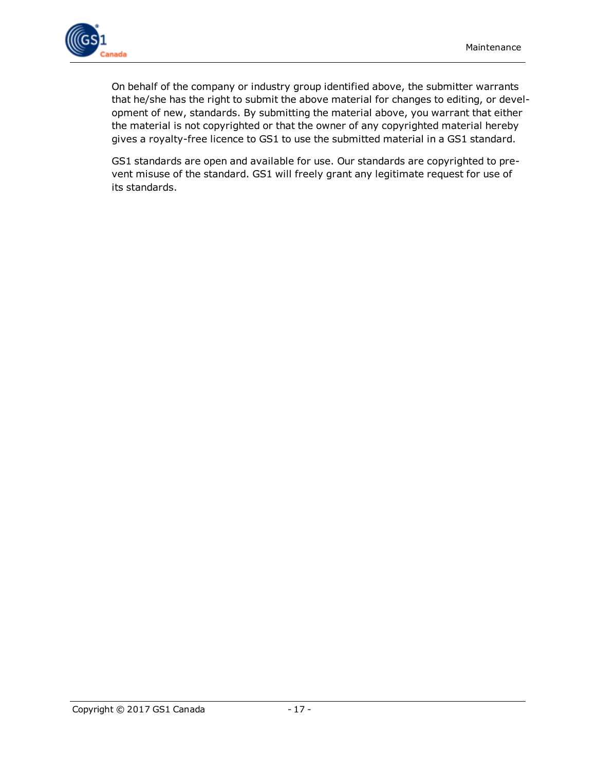On behalf of the company or industry group identified above, the submitter warrants that he/she has the right to submit the above material for changes to editing, or development of new, standards. By submitting the material above, you warrant that either the material is not copyrighted or that the owner of any copyrighted material hereby gives a royalty-free licence to GS1 to use the submitted material in a GS1 standard.

GS1 standards are open and available for use. Our standards are copyrighted to prevent misuse of the standard. GS1 will freely grant any legitimate request for use of its standards.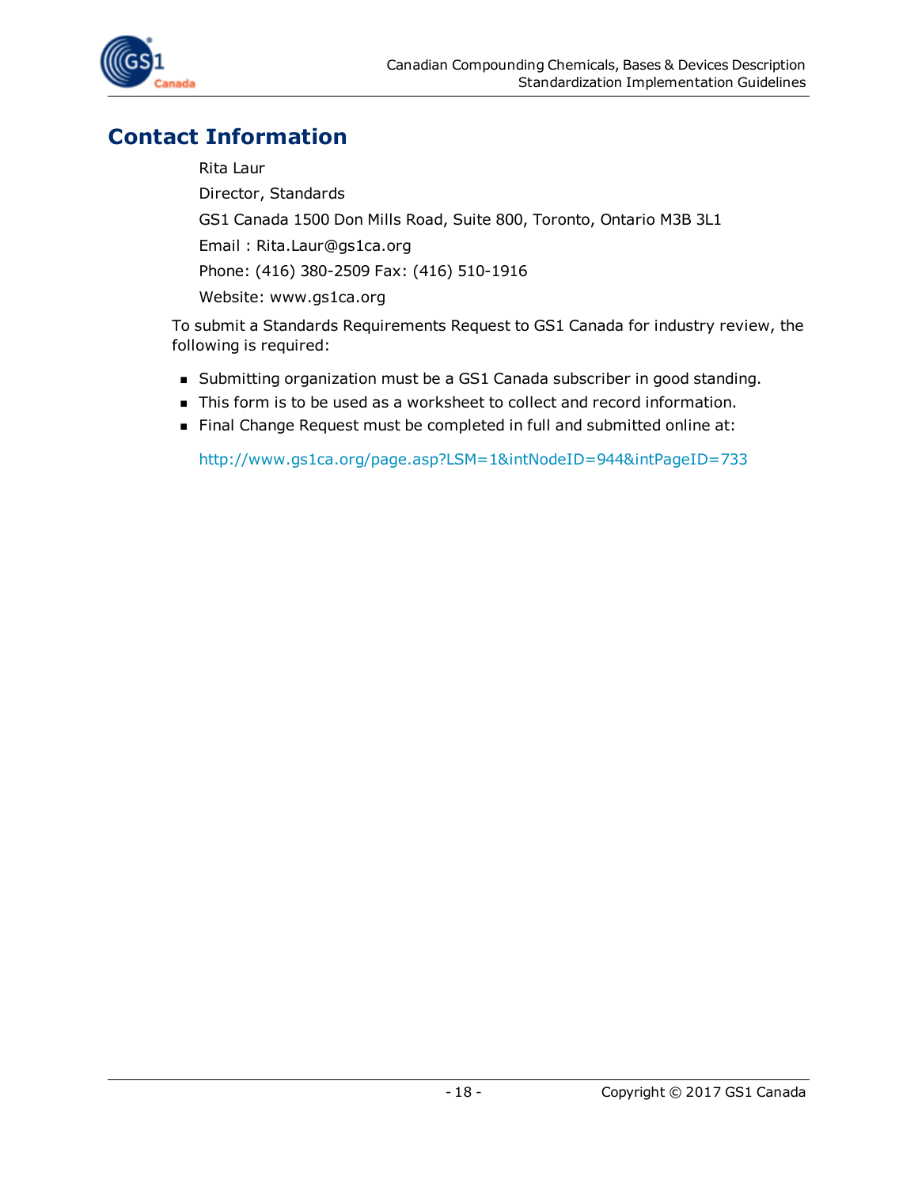# Contact Information

Rita Laur

Director, Standards

GS1 Canada 1500 Don Mills Road, Suite 800, Toronto, Ontario M3B 3L1

Email : Rita.Laur@gs1ca.org

Phone: (416) 380-2509 Fax: (416) 510-1916

Website: www.gs1ca.org

To submit a Standards Requirements Request to GS1 Canada for industry review, the following is required:

- Submitting organization must be a GS1 Canada subscriber in good standing.
- This form is to be used as a worksheet to collect and record information.
- Final Change Request must be completed in full and submitted online at:

  http://www.gs1ca.org/page.asp?LSM=1&intNodeID=944&intPageID=733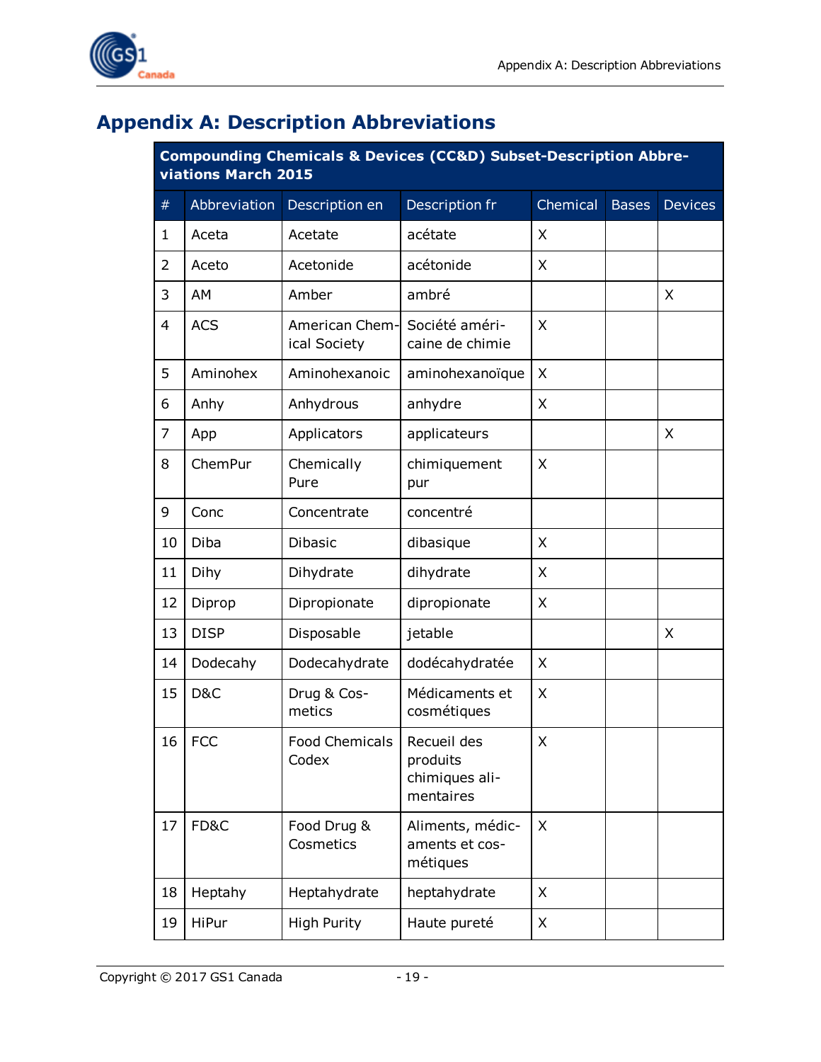# Appendix A: Description Abbreviations

| Compounding Chemicals & Devices (CC&D) Subset-Description Abbreviations March 2015 | | | | | | |
|---|---|---|---|---|---|---|
| # | Abbreviation | Description en | Description fr | Chemical | Bases | Devices |
| 1 | Aceta | Acetate | acétate | X | | |
| 2 | Aceto | Acetonide | acétonide | X | | |
| 3 | AM | Amber | ambré | | | X |
| 4 | ACS | American Chemical Society | Société américaine de chimie | X | | |
| 5 | Aminohex | Aminohexanoic | aminohexanoïque | X | | |
| 6 | Anhy | Anhydrous | anhydre | X | | |
| 7 | App | Applicators | applicateurs | | | X |
| 8 | ChemPur | Chemically Pure | chimiquement pur | X | | |
| 9 | Conc | Concentrate | concentré | | | |
| 10 | Diba | Dibasic | dibasique | X | | |
| 11 | Dihy | Dihydrate | dihydrate | X | | |
| 12 | Diprop | Dipropionate | dipropionate | X | | |
| 13 | DISP | Disposable | jetable | | | X |
| 14 | Dodecahy | Dodecahydrate | dodécahydratée | X | | |
| 15 | D&C | Drug & Cosmetics | Médicaments et cosmétiques | X | | |
| 16 | FCC | Food Chemicals Codex | Recueil des produits chimiques alimentaires | X | | |
| 17 | FD&C | Food Drug & Cosmetics | Aliments, médicaments et cosmétiques | X | | |
| 18 | Heptahy | Heptahydrate | heptahydrate | X | | |
| 19 | HiPur | High Purity | Haute pureté | X | | |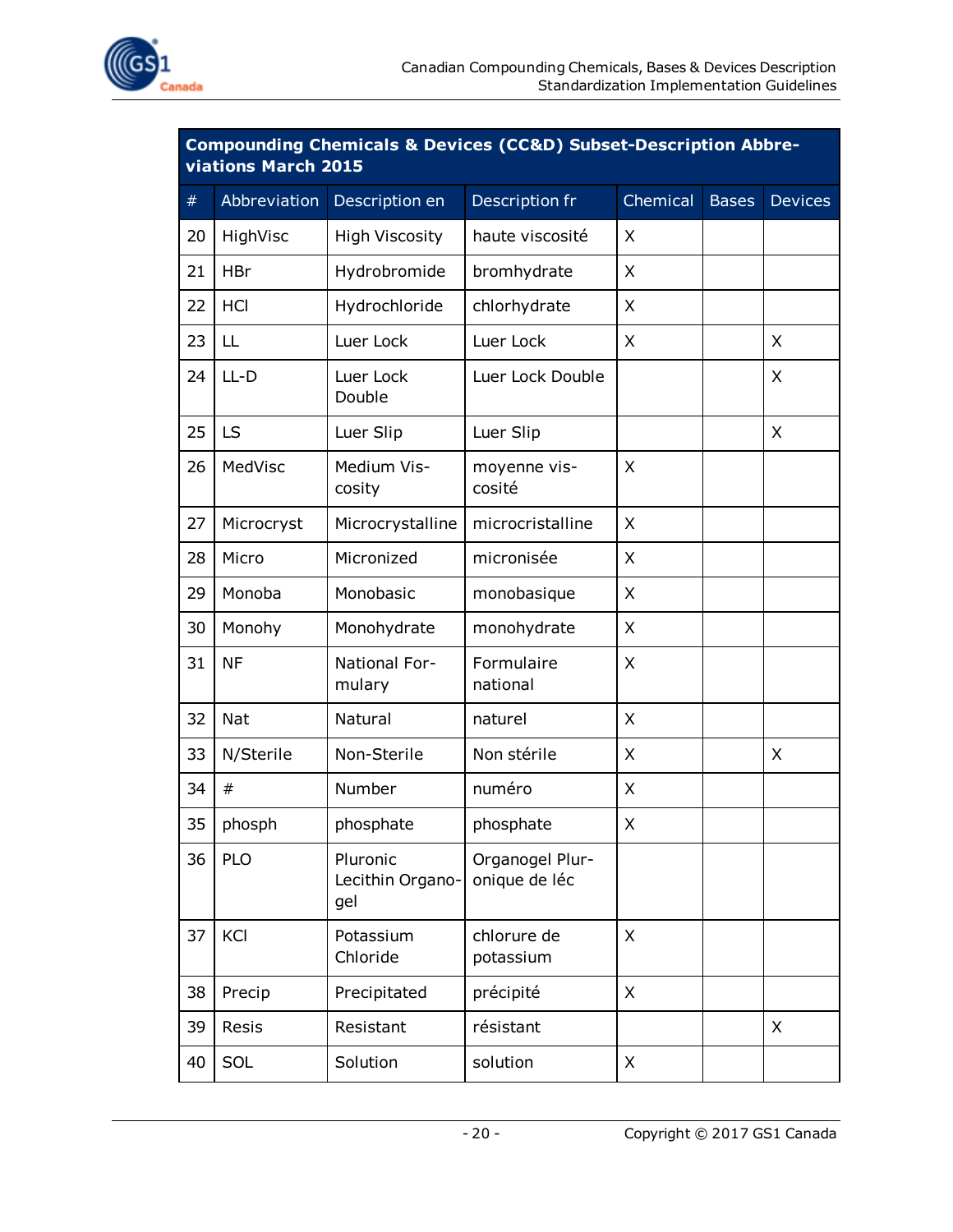| Compounding Chemicals & Devices (CC&D) Subset-Description Abbreviations March 2015 | | | | | | |
|---|---|---|---|---|---|---|
| # | Abbreviation | Description en | Description fr | Chemical | Bases | Devices |
| 20 | HighVisc | High Viscosity | haute viscosité | X | | |
| 21 | HBr | Hydrobromide | bromhydrate | X | | |
| 22 | HCl | Hydrochloride | chlorhydrate | X | | |
| 23 | LL | Luer Lock | Luer Lock | X | | X |
| 24 | LL-D | Luer Lock Double | Luer Lock Double | | | X |
| 25 | LS | Luer Slip | Luer Slip | | | X |
| 26 | MedVisc | Medium Viscosity | moyenne viscosité | X | | |
| 27 | Microcryst | Microcrystalline | microcristalline | X | | |
| 28 | Micro | Micronized | micronisée | X | | |
| 29 | Monoba | Monobasic | monobasique | X | | |
| 30 | Monohy | Monohydrate | monohydrate | X | | |
| 31 | NF | National Formulary | Formulaire national | X | | |
| 32 | Nat | Natural | naturel | X | | |
| 33 | N/Sterile | Non-Sterile | Non stérile | X | | X |
| 34 | # | Number | numéro | X | | |
| 35 | phosph | phosphate | phosphate | X | | |
| 36 | PLO | Pluronic Lecithin Organogel | Organogel Pluronique de léc | | | |
| 37 | KCl | Potassium Chloride | chlorure de potassium | X | | |
| 38 | Precip | Precipitated | précipité | X | | |
| 39 | Resis | Resistant | résistant | | | X |
| 40 | SOL | Solution | solution | X | | |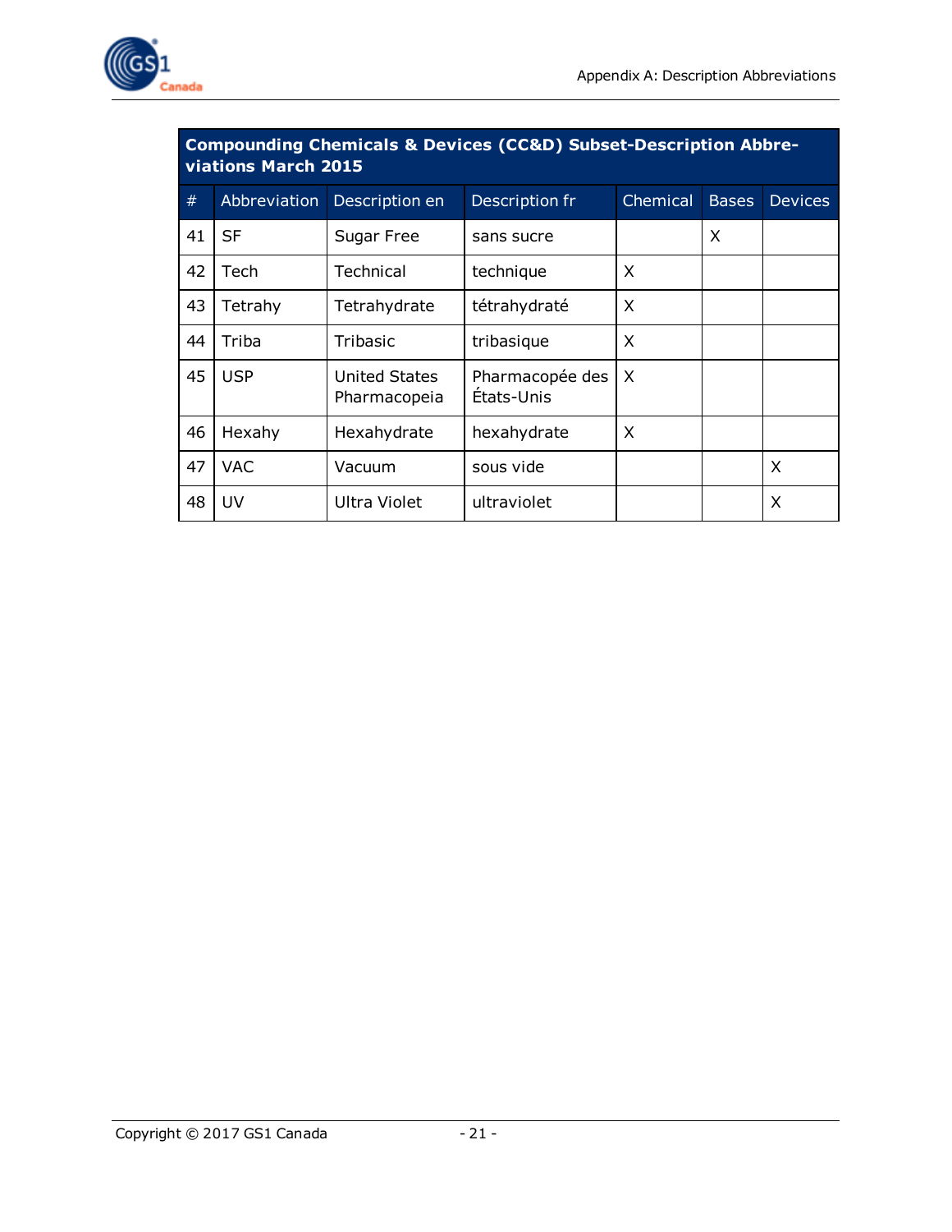| Compounding Chemicals & Devices (CC&D) Subset-Description Abbreviations March 2015 | | | | | | |
|---|---|---|---|---|---|---|
| # | Abbreviation | Description en | Description fr | Chemical | Bases | Devices |
| 41 | SF | Sugar Free | sans sucre | | X | |
| 42 | Tech | Technical | technique | X | | |
| 43 | Tetrahy | Tetrahydrate | tétrahydraté | X | | |
| 44 | Triba | Tribasic | tribasique | X | | |
| 45 | USP | United States Pharmacopeia | Pharmacopée des États-Unis | X | | |
| 46 | Hexahy | Hexahydrate | hexahydrate | X | | |
| 47 | VAC | Vacuum | sous vide | | | X |
| 48 | UV | Ultra Violet | ultraviolet | | | X |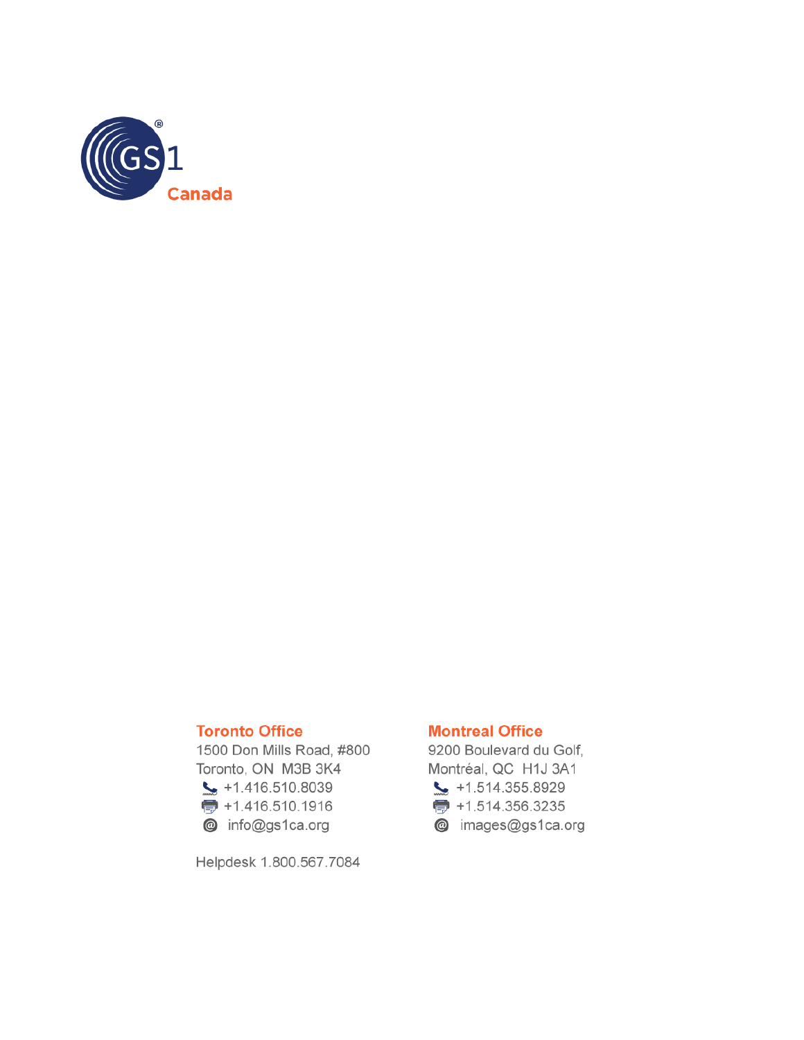GS1 Canada

**Toronto Office**

1500 Don Mills Road, #800
Toronto, ON M3B 3K4
+1.416.510.8039
+1.416.510.1916
info@gs1ca.org

Helpdesk 1.800.567.7084

**Montreal Office**

9200 Boulevard du Golf,
Montréal, QC H1J 3A1
+1.514.355.8929
+1.514.356.3235
images@gs1ca.org